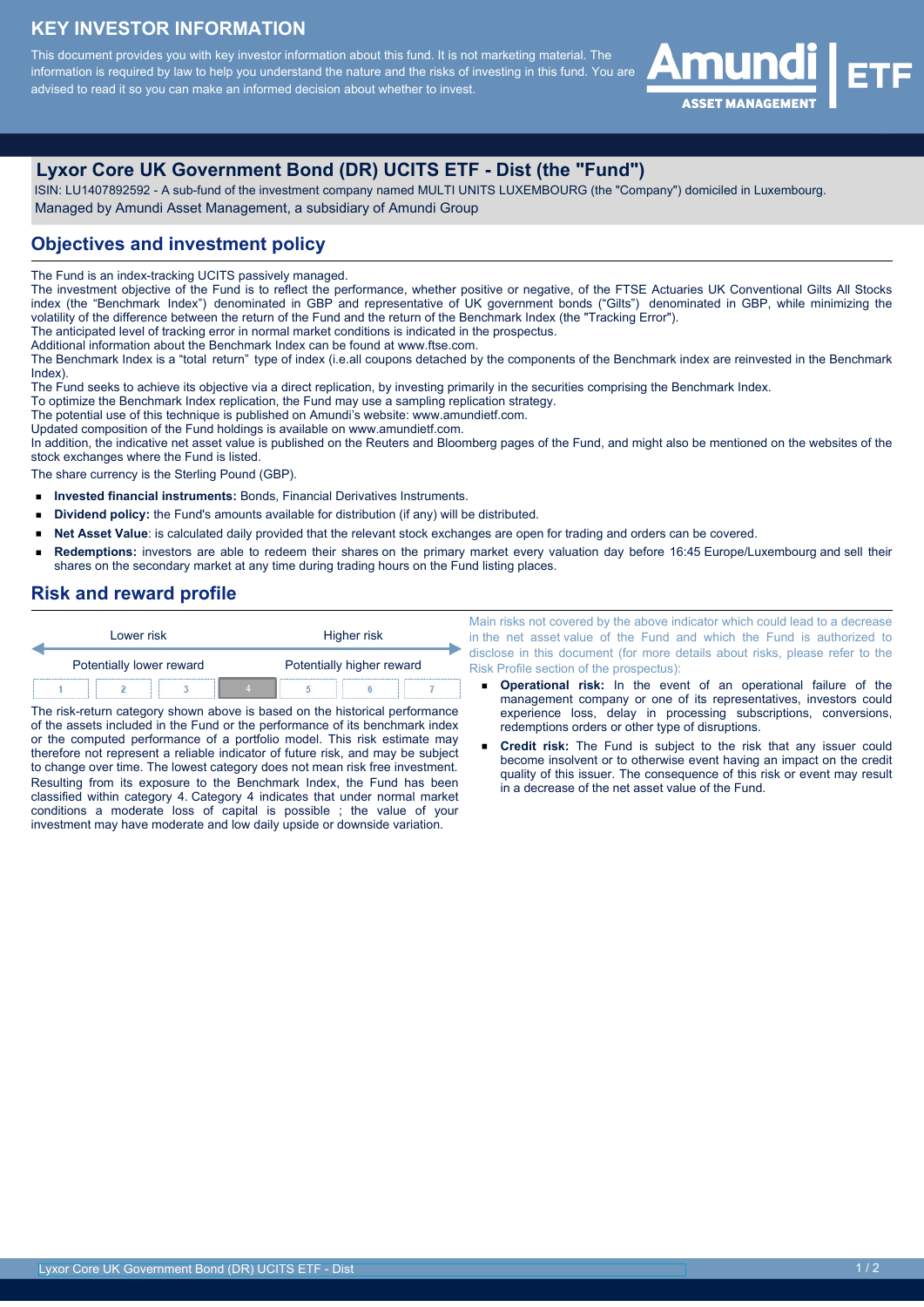# KEY INVESTOR INFORMATION

This document provides you with key investor information about this fund. It is not marketing material. The information is required by law to help you understand the nature and the risks of investing in this fund. You are advised to read it so you can make an informed decision about whether to invest.

## Lyxor Core UK Government Bond (DR) UCITS ETF - Dist (the "Fund")

ISIN: LU1407892592 - A sub-fund of the investment company named MULTI UNITS LUXEMBOURG (the "Company") domiciled in Luxembourg.
Managed by Amundi Asset Management, a subsidiary of Amundi Group

## Objectives and investment policy

The Fund is an index-tracking UCITS passively managed.
The investment objective of the Fund is to reflect the performance, whether positive or negative, of the FTSE Actuaries UK Conventional Gilts All Stocks index (the "Benchmark Index") denominated in GBP and representative of UK government bonds ("Gilts") denominated in GBP, while minimizing the volatility of the difference between the return of the Fund and the return of the Benchmark Index (the "Tracking Error").
The anticipated level of tracking error in normal market conditions is indicated in the prospectus.
Additional information about the Benchmark Index can be found at www.ftse.com.
The Benchmark Index is a "total return" type of index (i.e.all coupons detached by the components of the Benchmark index are reinvested in the Benchmark Index).
The Fund seeks to achieve its objective via a direct replication, by investing primarily in the securities comprising the Benchmark Index.
To optimize the Benchmark Index replication, the Fund may use a sampling replication strategy.
The potential use of this technique is published on Amundi's website: www.amundietf.com.
Updated composition of the Fund holdings is available on www.amundietf.com.
In addition, the indicative net asset value is published on the Reuters and Bloomberg pages of the Fund, and might also be mentioned on the websites of the stock exchanges where the Fund is listed.
The share currency is the Sterling Pound (GBP).

- **Invested financial instruments:** Bonds, Financial Derivatives Instruments.
- **Dividend policy:** the Fund's amounts available for distribution (if any) will be distributed.
- **Net Asset Value**: is calculated daily provided that the relevant stock exchanges are open for trading and orders can be covered.
- **Redemptions:** investors are able to redeem their shares on the primary market every valuation day before 16:45 Europe/Luxembourg and sell their shares on the secondary market at any time during trading hours on the Fund listing places.

## Risk and reward profile

| Lower risk | | | | | | Higher risk |
|---|---|---|---|---|---|---|
| Potentially lower reward | | | | | | Potentially higher reward |
| 1 | 2 | 3 | **4** | 5 | 6 | 7 |

The risk-return category shown above is based on the historical performance of the assets included in the Fund or the performance of its benchmark index or the computed performance of a portfolio model. This risk estimate may therefore not represent a reliable indicator of future risk, and may be subject to change over time. The lowest category does not mean risk free investment. Resulting from its exposure to the Benchmark Index, the Fund has been classified within category 4. Category 4 indicates that under normal market conditions a moderate loss of capital is possible ; the value of your investment may have moderate and low daily upside or downside variation.

Main risks not covered by the above indicator which could lead to a decrease in the net asset value of the Fund and which the Fund is authorized to disclose in this document (for more details about risks, please refer to the Risk Profile section of the prospectus):

- **Operational risk:** In the event of an operational failure of the management company or one of its representatives, investors could experience loss, delay in processing subscriptions, conversions, redemptions orders or other type of disruptions.
- **Credit risk:** The Fund is subject to the risk that any issuer could become insolvent or to otherwise event having an impact on the credit quality of this issuer. The consequence of this risk or event may result in a decrease of the net asset value of the Fund.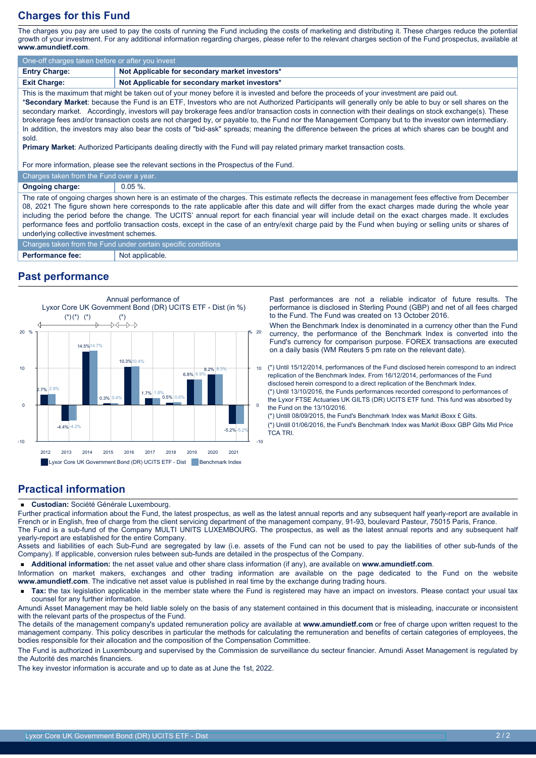## Charges for this Fund

The charges you pay are used to pay the costs of running the Fund including the costs of marketing and distributing it. These charges reduce the potential growth of your investment. For any additional information regarding charges, please refer to the relevant charges section of the Fund prospectus, available at **www.amundietf.com**.

| One-off charges taken before or after you invest | |
|---|---|
| **Entry Charge:** | **Not Applicable for secondary market investors*** |
| **Exit Charge:** | **Not Applicable for secondary market investors*** |

This is the maximum that might be taken out of your money before it is invested and before the proceeds of your investment are paid out.

***Secondary Market**: because the Fund is an ETF, Investors who are not Authorized Participants will generally only be able to buy or sell shares on the secondary market. Accordingly, investors will pay brokerage fees and/or transaction costs in connection with their dealings on stock exchange(s). These brokerage fees and/or transaction costs are not charged by, or payable to, the Fund nor the Management Company but to the investor own intermediary. In addition, the investors may also bear the costs of "bid-ask" spreads; meaning the difference between the prices at which shares can be bought and sold.

**Primary Market**: Authorized Participants dealing directly with the Fund will pay related primary market transaction costs.

For more information, please see the relevant sections in the Prospectus of the Fund.

| Charges taken from the Fund over a year. | |
|---|---|
| **Ongoing charge:** | 0.05 %. |

The rate of ongoing charges shown here is an estimate of the charges. This estimate reflects the decrease in management fees effective from December 08, 2021 The figure shown here corresponds to the rate applicable after this date and will differ from the exact charges made during the whole year including the period before the change. The UCITS' annual report for each financial year will include detail on the exact charges made. It excludes performance fees and portfolio transaction costs, except in the case of an entry/exit charge paid by the Fund when buying or selling units or shares of underlying collective investment schemes.

| Charges taken from the Fund under certain specific conditions | |
|---|---|
| **Performance fee:** | Not applicable. |

## Past performance

Annual performance of
Lyxor Core UK Government Bond (DR) UCITS ETF - Dist (in %)

(*) (*) (*) (*)

20 %
10
0
-10

2012: 2.7% 2.9%
2013: -4.4% -4.2%
2014: 14.5% 14.7%
2015: 0.3% 0.4%
2016: 10.3% 10.4%
2017: 1.7% 1.8%
2018: 0.5% 0.6%
2019: 6.8% 6.9%
2020: 8.2% 8.3%
2021: -5.2% -5.2%

Lyxor Core UK Government Bond (DR) UCITS ETF - Dist
Benchmark Index

Past performances are not a reliable indicator of future results. The performance is disclosed in Sterling Pound (GBP) and net of all fees charged to the Fund. The Fund was created on 13 October 2016.

When the Benchmark Index is denominated in a currency other than the Fund currency, the performance of the Benchmark Index is converted into the Fund's currency for comparison purpose. FOREX transactions are executed on a daily basis (WM Reuters 5 pm rate on the relevant date).

(*) Until 15/12/2014, performances of the Fund disclosed herein correspond to an indirect replication of the Benchmark Index. From 16/12/2014, performances of the Fund disclosed herein correspond to a direct replication of the Benchmark Index.

(*) Until 13/10/2016, the Funds performances recorded correspond to performances of the Lyxor FTSE Actuaries UK GILTS (DR) UCITS ETF fund. This fund was absorbed by the Fund on the 13/10/2016.

(*) Untill 08/09/2015, the Fund's Benchmark Index was Markit iBoxx £ Gilts.

(*) Untill 01/06/2016, the Fund's Benchmark Index was Markit iBoxx GBP Gilts Mid Price TCA TRI.

## Practical information

- **Custodian:** Société Générale Luxembourg.

Further practical information about the Fund, the latest prospectus, as well as the latest annual reports and any subsequent half yearly-report are available in French or in English, free of charge from the client servicing department of the management company, 91-93, boulevard Pasteur, 75015 Paris, France.

The Fund is a sub-fund of the Company MULTI UNITS LUXEMBOURG. The prospectus, as well as the latest annual reports and any subsequent half yearly-report are established for the entire Company.

Assets and liabilities of each Sub-Fund are segregated by law (i.e. assets of the Fund can not be used to pay the liabilities of other sub-funds of the Company). If applicable, conversion rules between sub-funds are detailed in the prospectus of the Company.

- **Additional information:** the net asset value and other share class information (if any), are available on **www.amundietf.com**.

Information on market makers, exchanges and other trading information are available on the page dedicated to the Fund on the website **www.amundietf.com**. The indicative net asset value is published in real time by the exchange during trading hours.

- **Tax:** the tax legislation applicable in the member state where the Fund is registered may have an impact on investors. Please contact your usual tax counsel for any further information.

Amundi Asset Management may be held liable solely on the basis of any statement contained in this document that is misleading, inaccurate or inconsistent with the relevant parts of the prospectus of the Fund.

The details of the management company's updated remuneration policy are available at **www.amundietf.com** or free of charge upon written request to the management company. This policy describes in particular the methods for calculating the remuneration and benefits of certain categories of employees, the bodies responsible for their allocation and the composition of the Compensation Committee.

The Fund is authorized in Luxembourg and supervised by the Commission de surveillance du secteur financier. Amundi Asset Management is regulated by the Autorité des marchés financiers.

The key investor information is accurate and up to date as at June the 1st, 2022.